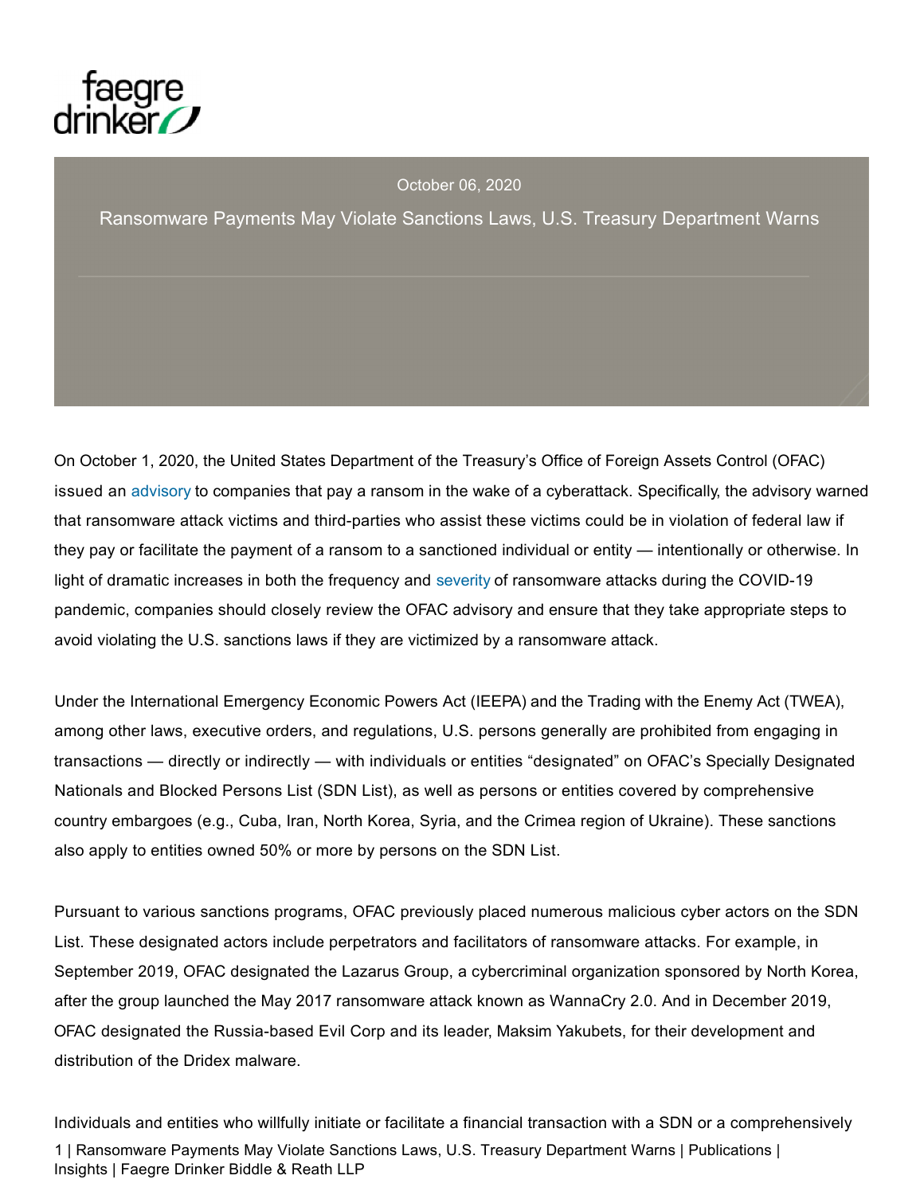October 06, 2020

# Ransomware Payments May Violate Sanctions Laws, U.S. Treasury Department Warns

On October 1, 2020, the United States Department of the Treasury's Office of Foreign Assets Control (OFAC) issued an advisory to companies that pay a ransom in the wake of a cyberattack. Specifically, the advisory warned that ransomware attack victims and third-parties who assist these victims could be in violation of federal law if they pay or facilitate the payment of a ransom to a sanctioned individual or entity — intentionally or otherwise. In light of dramatic increases in both the frequency and severity of ransomware attacks during the COVID-19 pandemic, companies should closely review the OFAC advisory and ensure that they take appropriate steps to avoid violating the U.S. sanctions laws if they are victimized by a ransomware attack.

Under the International Emergency Economic Powers Act (IEEPA) and the Trading with the Enemy Act (TWEA), among other laws, executive orders, and regulations, U.S. persons generally are prohibited from engaging in transactions — directly or indirectly — with individuals or entities "designated" on OFAC's Specially Designated Nationals and Blocked Persons List (SDN List), as well as persons or entities covered by comprehensive country embargoes (e.g., Cuba, Iran, North Korea, Syria, and the Crimea region of Ukraine). These sanctions also apply to entities owned 50% or more by persons on the SDN List.

Pursuant to various sanctions programs, OFAC previously placed numerous malicious cyber actors on the SDN List. These designated actors include perpetrators and facilitators of ransomware attacks. For example, in September 2019, OFAC designated the Lazarus Group, a cybercriminal organization sponsored by North Korea, after the group launched the May 2017 ransomware attack known as WannaCry 2.0. And in December 2019, OFAC designated the Russia-based Evil Corp and its leader, Maksim Yakubets, for their development and distribution of the Dridex malware.

Individuals and entities who willfully initiate or facilitate a financial transaction with a SDN or a comprehensively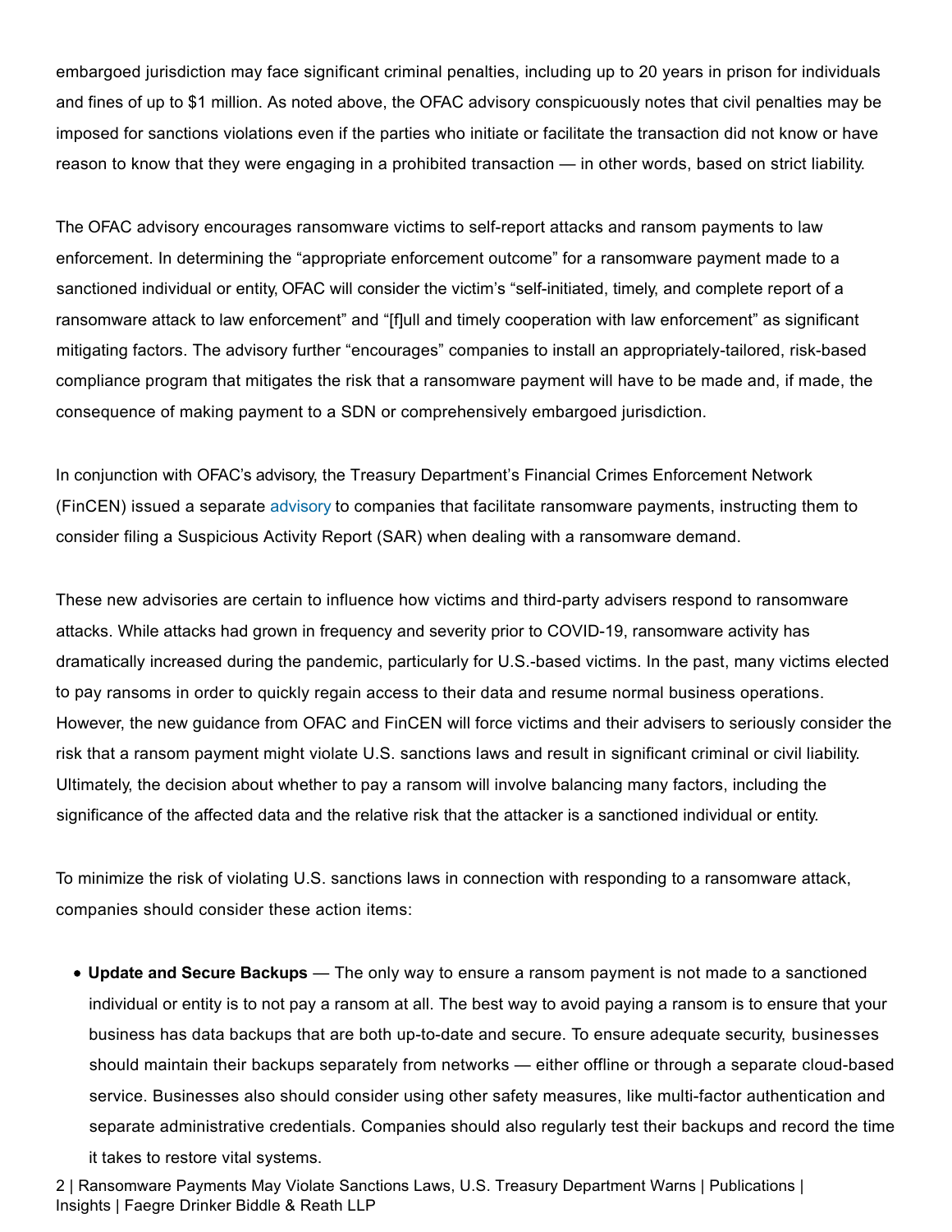embargoed jurisdiction may face significant criminal penalties, including up to 20 years in prison for individuals and fines of up to $1 million. As noted above, the OFAC advisory conspicuously notes that civil penalties may be imposed for sanctions violations even if the parties who initiate or facilitate the transaction did not know or have reason to know that they were engaging in a prohibited transaction — in other words, based on strict liability.

The OFAC advisory encourages ransomware victims to self-report attacks and ransom payments to law enforcement. In determining the "appropriate enforcement outcome" for a ransomware payment made to a sanctioned individual or entity, OFAC will consider the victim's "self-initiated, timely, and complete report of a ransomware attack to law enforcement" and "[f]ull and timely cooperation with law enforcement" as significant mitigating factors. The advisory further "encourages" companies to install an appropriately-tailored, risk-based compliance program that mitigates the risk that a ransomware payment will have to be made and, if made, the consequence of making payment to a SDN or comprehensively embargoed jurisdiction.

In conjunction with OFAC's advisory, the Treasury Department's Financial Crimes Enforcement Network (FinCEN) issued a separate advisory to companies that facilitate ransomware payments, instructing them to consider filing a Suspicious Activity Report (SAR) when dealing with a ransomware demand.

These new advisories are certain to influence how victims and third-party advisers respond to ransomware attacks. While attacks had grown in frequency and severity prior to COVID-19, ransomware activity has dramatically increased during the pandemic, particularly for U.S.-based victims. In the past, many victims elected to pay ransoms in order to quickly regain access to their data and resume normal business operations. However, the new guidance from OFAC and FinCEN will force victims and their advisers to seriously consider the risk that a ransom payment might violate U.S. sanctions laws and result in significant criminal or civil liability. Ultimately, the decision about whether to pay a ransom will involve balancing many factors, including the significance of the affected data and the relative risk that the attacker is a sanctioned individual or entity.

To minimize the risk of violating U.S. sanctions laws in connection with responding to a ransomware attack, companies should consider these action items:

- **Update and Secure Backups** — The only way to ensure a ransom payment is not made to a sanctioned individual or entity is to not pay a ransom at all. The best way to avoid paying a ransom is to ensure that your business has data backups that are both up-to-date and secure. To ensure adequate security, businesses should maintain their backups separately from networks — either offline or through a separate cloud-based service. Businesses also should consider using other safety measures, like multi-factor authentication and separate administrative credentials. Companies should also regularly test their backups and record the time it takes to restore vital systems.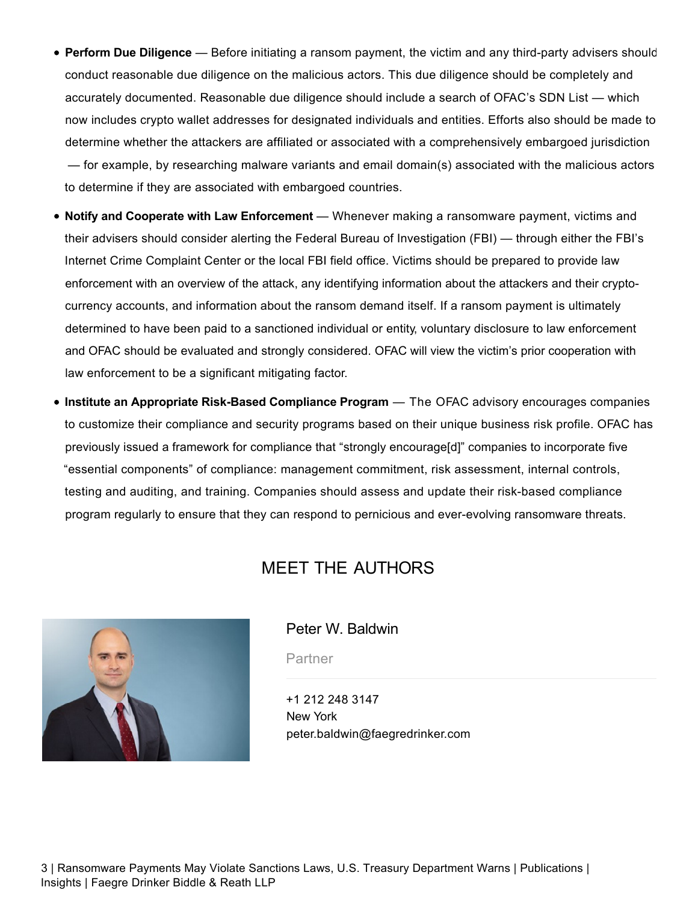- **Perform Due Diligence** — Before initiating a ransom payment, the victim and any third-party advisers should conduct reasonable due diligence on the malicious actors. This due diligence should be completely and accurately documented. Reasonable due diligence should include a search of OFAC's SDN List — which now includes crypto wallet addresses for designated individuals and entities. Efforts also should be made to determine whether the attackers are affiliated or associated with a comprehensively embargoed jurisdiction — for example, by researching malware variants and email domain(s) associated with the malicious actors to determine if they are associated with embargoed countries.
- **Notify and Cooperate with Law Enforcement** — Whenever making a ransomware payment, victims and their advisers should consider alerting the Federal Bureau of Investigation (FBI) — through either the FBI's Internet Crime Complaint Center or the local FBI field office. Victims should be prepared to provide law enforcement with an overview of the attack, any identifying information about the attackers and their crypto-currency accounts, and information about the ransom demand itself. If a ransom payment is ultimately determined to have been paid to a sanctioned individual or entity, voluntary disclosure to law enforcement and OFAC should be evaluated and strongly considered. OFAC will view the victim's prior cooperation with law enforcement to be a significant mitigating factor.
- **Institute an Appropriate Risk-Based Compliance Program** — The OFAC advisory encourages companies to customize their compliance and security programs based on their unique business risk profile. OFAC has previously issued a framework for compliance that "strongly encourage[d]" companies to incorporate five "essential components" of compliance: management commitment, risk assessment, internal controls, testing and auditing, and training. Companies should assess and update their risk-based compliance program regularly to ensure that they can respond to pernicious and ever-evolving ransomware threats.

## MEET THE AUTHORS

### Peter W. Baldwin

Partner

+1 212 248 3147
New York
peter.baldwin@faegredrinker.com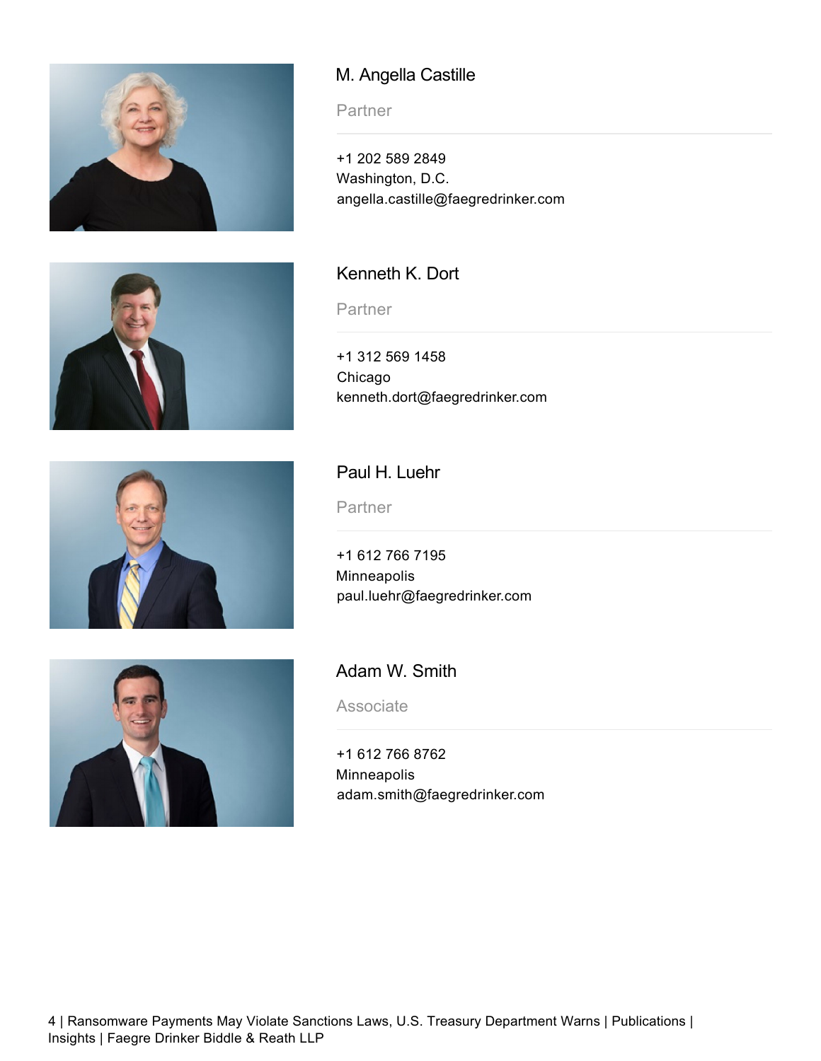### M. Angella Castille

Partner

+1 202 589 2849
Washington, D.C.
angella.castille@faegredrinker.com

### Kenneth K. Dort

Partner

+1 312 569 1458
Chicago
kenneth.dort@faegredrinker.com

### Paul H. Luehr

Partner

+1 612 766 7195
Minneapolis
paul.luehr@faegredrinker.com

### Adam W. Smith

Associate

+1 612 766 8762
Minneapolis
adam.smith@faegredrinker.com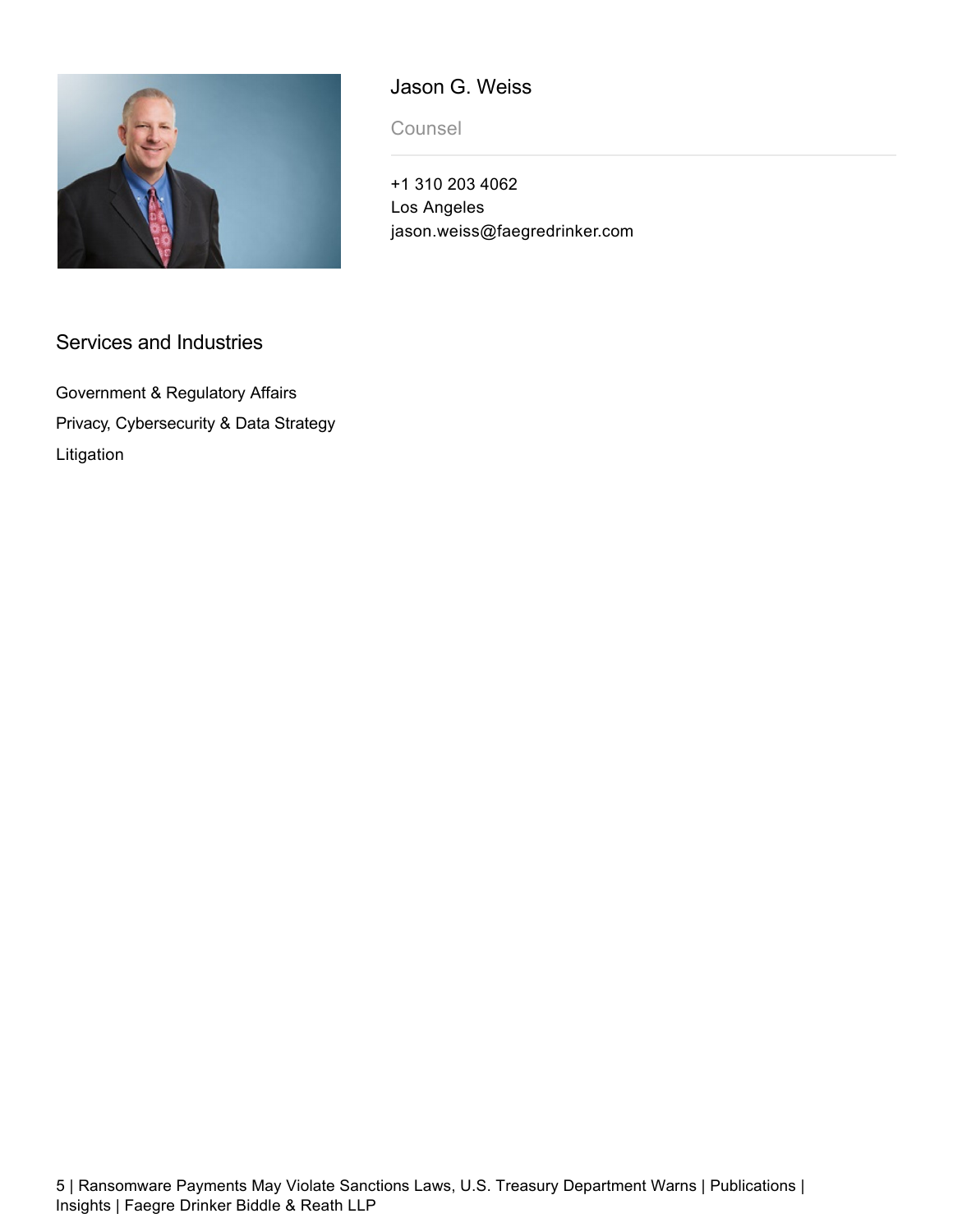Jason G. Weiss

Counsel

+1 310 203 4062
Los Angeles
jason.weiss@faegredrinker.com

## Services and Industries

Government & Regulatory Affairs

Privacy, Cybersecurity & Data Strategy

Litigation